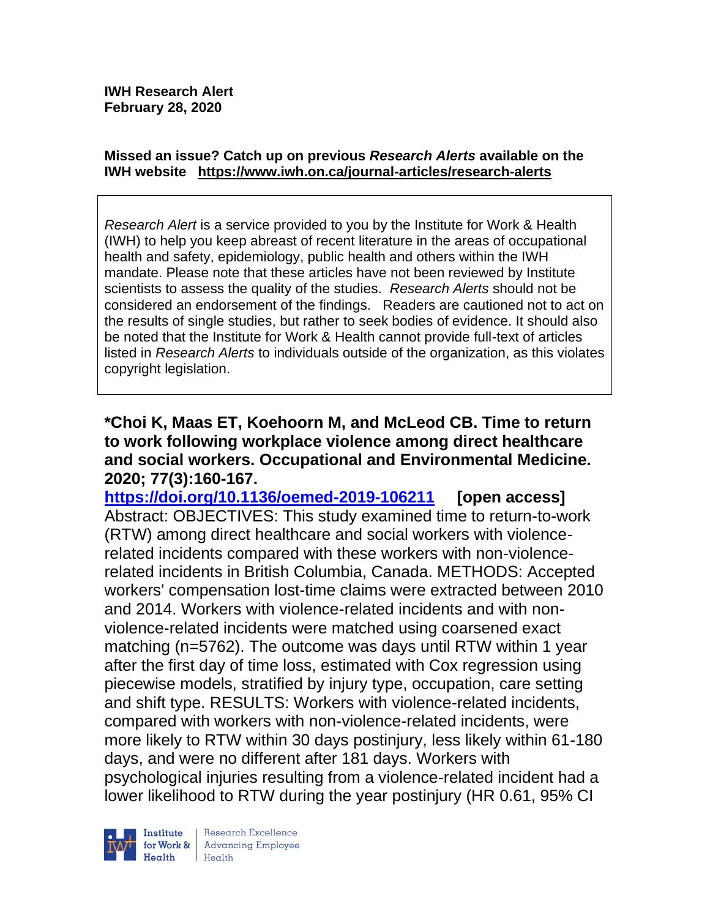**IWH Research Alert**
**February 28, 2020**

**Missed an issue? Catch up on previous *Research Alerts* available on the IWH website https://www.iwh.on.ca/journal-articles/research-alerts**

*Research Alert* is a service provided to you by the Institute for Work & Health (IWH) to help you keep abreast of recent literature in the areas of occupational health and safety, epidemiology, public health and others within the IWH mandate. Please note that these articles have not been reviewed by Institute scientists to assess the quality of the studies. *Research Alerts* should not be considered an endorsement of the findings. Readers are cautioned not to act on the results of single studies, but rather to seek bodies of evidence. It should also be noted that the Institute for Work & Health cannot provide full-text of articles listed in *Research Alerts* to individuals outside of the organization, as this violates copyright legislation.

**\*Choi K, Maas ET, Koehoorn M, and McLeod CB. Time to return to work following workplace violence among direct healthcare and social workers. Occupational and Environmental Medicine. 2020; 77(3):160-167.**

https://doi.org/10.1136/oemed-2019-106211 **[open access]**

Abstract: OBJECTIVES: This study examined time to return-to-work (RTW) among direct healthcare and social workers with violence-related incidents compared with these workers with non-violence-related incidents in British Columbia, Canada. METHODS: Accepted workers' compensation lost-time claims were extracted between 2010 and 2014. Workers with violence-related incidents and with non-violence-related incidents were matched using coarsened exact matching (n=5762). The outcome was days until RTW within 1 year after the first day of time loss, estimated with Cox regression using piecewise models, stratified by injury type, occupation, care setting and shift type. RESULTS: Workers with violence-related incidents, compared with workers with non-violence-related incidents, were more likely to RTW within 30 days postinjury, less likely within 61-180 days, and were no different after 181 days. Workers with psychological injuries resulting from a violence-related incident had a lower likelihood to RTW during the year postinjury (HR 0.61, 95% CI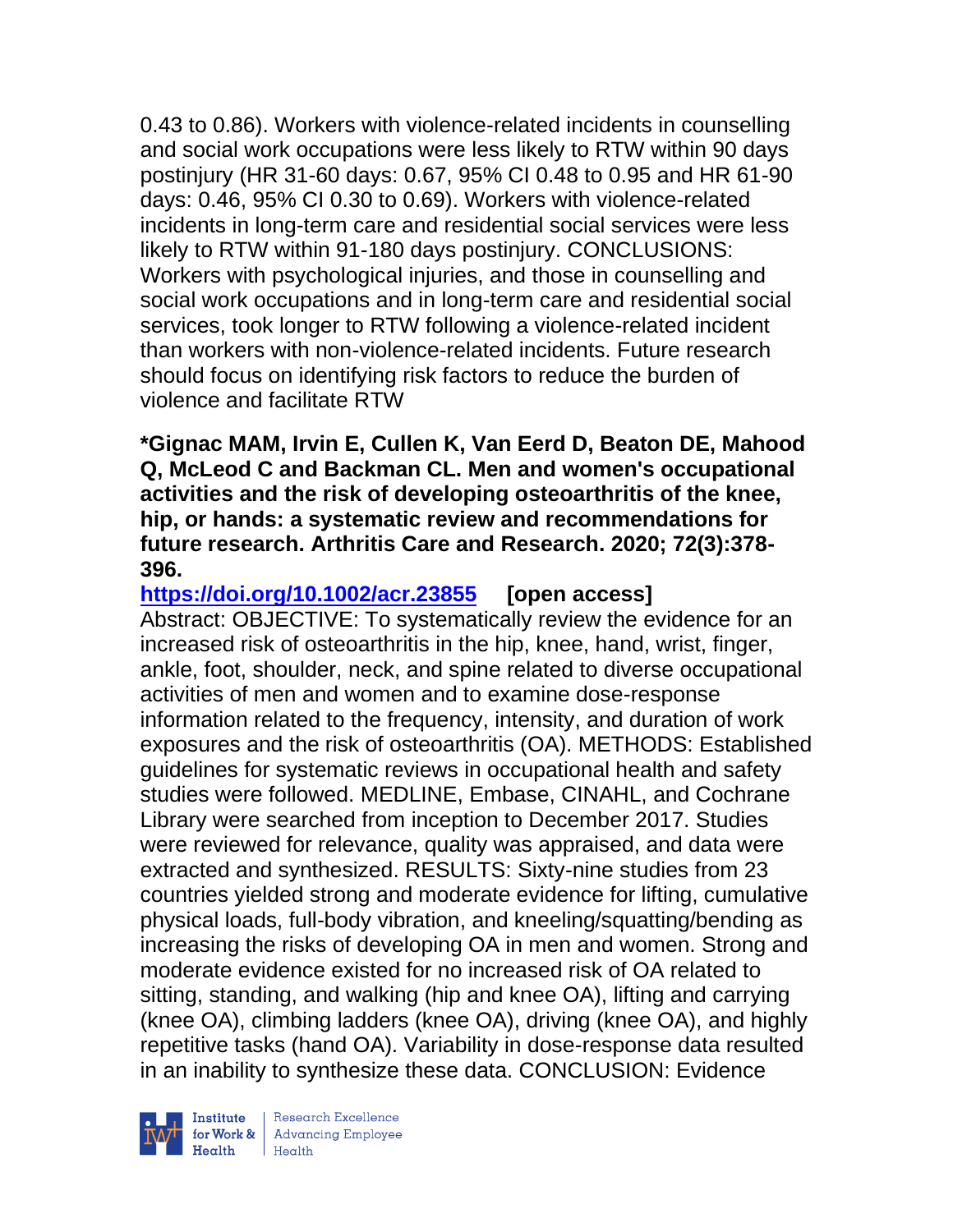0.43 to 0.86). Workers with violence-related incidents in counselling and social work occupations were less likely to RTW within 90 days postinjury (HR 31-60 days: 0.67, 95% CI 0.48 to 0.95 and HR 61-90 days: 0.46, 95% CI 0.30 to 0.69). Workers with violence-related incidents in long-term care and residential social services were less likely to RTW within 91-180 days postinjury. CONCLUSIONS: Workers with psychological injuries, and those in counselling and social work occupations and in long-term care and residential social services, took longer to RTW following a violence-related incident than workers with non-violence-related incidents. Future research should focus on identifying risk factors to reduce the burden of violence and facilitate RTW

**\*Gignac MAM, Irvin E, Cullen K, Van Eerd D, Beaton DE, Mahood Q, McLeod C and Backman CL. Men and women's occupational activities and the risk of developing osteoarthritis of the knee, hip, or hands: a systematic review and recommendations for future research. Arthritis Care and Research. 2020; 72(3):378-396.**

**https://doi.org/10.1002/acr.23855 [open access]**

Abstract: OBJECTIVE: To systematically review the evidence for an increased risk of osteoarthritis in the hip, knee, hand, wrist, finger, ankle, foot, shoulder, neck, and spine related to diverse occupational activities of men and women and to examine dose-response information related to the frequency, intensity, and duration of work exposures and the risk of osteoarthritis (OA). METHODS: Established guidelines for systematic reviews in occupational health and safety studies were followed. MEDLINE, Embase, CINAHL, and Cochrane Library were searched from inception to December 2017. Studies were reviewed for relevance, quality was appraised, and data were extracted and synthesized. RESULTS: Sixty-nine studies from 23 countries yielded strong and moderate evidence for lifting, cumulative physical loads, full-body vibration, and kneeling/squatting/bending as increasing the risks of developing OA in men and women. Strong and moderate evidence existed for no increased risk of OA related to sitting, standing, and walking (hip and knee OA), lifting and carrying (knee OA), climbing ladders (knee OA), driving (knee OA), and highly repetitive tasks (hand OA). Variability in dose-response data resulted in an inability to synthesize these data. CONCLUSION: Evidence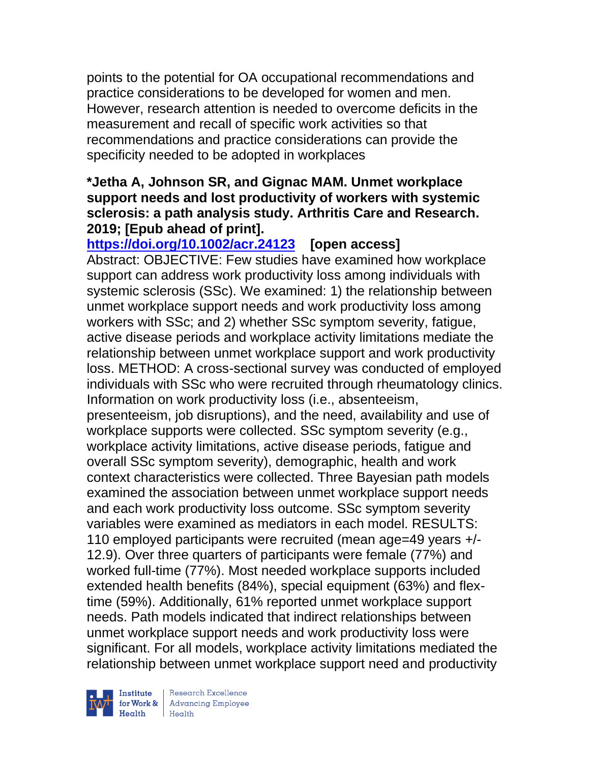points to the potential for OA occupational recommendations and practice considerations to be developed for women and men. However, research attention is needed to overcome deficits in the measurement and recall of specific work activities so that recommendations and practice considerations can provide the specificity needed to be adopted in workplaces

**\*Jetha A, Johnson SR, and Gignac MAM. Unmet workplace support needs and lost productivity of workers with systemic sclerosis: a path analysis study. Arthritis Care and Research. 2019; [Epub ahead of print].**
**https://doi.org/10.1002/acr.24123 [open access]**
Abstract: OBJECTIVE: Few studies have examined how workplace support can address work productivity loss among individuals with systemic sclerosis (SSc). We examined: 1) the relationship between unmet workplace support needs and work productivity loss among workers with SSc; and 2) whether SSc symptom severity, fatigue, active disease periods and workplace activity limitations mediate the relationship between unmet workplace support and work productivity loss. METHOD: A cross-sectional survey was conducted of employed individuals with SSc who were recruited through rheumatology clinics. Information on work productivity loss (i.e., absenteeism, presenteeism, job disruptions), and the need, availability and use of workplace supports were collected. SSc symptom severity (e.g., workplace activity limitations, active disease periods, fatigue and overall SSc symptom severity), demographic, health and work context characteristics were collected. Three Bayesian path models examined the association between unmet workplace support needs and each work productivity loss outcome. SSc symptom severity variables were examined as mediators in each model. RESULTS: 110 employed participants were recruited (mean age=49 years +/- 12.9). Over three quarters of participants were female (77%) and worked full-time (77%). Most needed workplace supports included extended health benefits (84%), special equipment (63%) and flex-time (59%). Additionally, 61% reported unmet workplace support needs. Path models indicated that indirect relationships between unmet workplace support needs and work productivity loss were significant. For all models, workplace activity limitations mediated the relationship between unmet workplace support need and productivity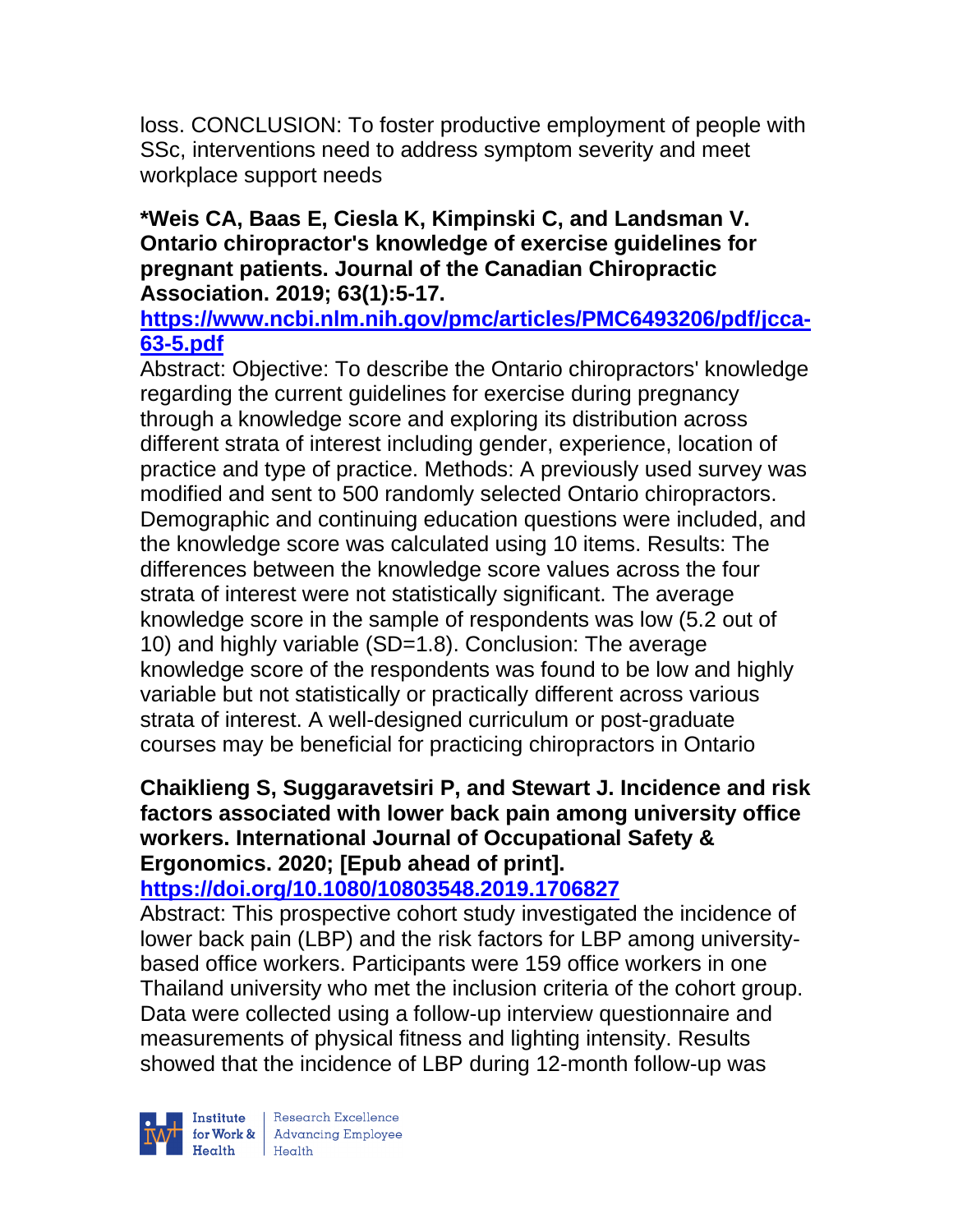loss. CONCLUSION: To foster productive employment of people with SSc, interventions need to address symptom severity and meet workplace support needs

**\*Weis CA, Baas E, Ciesla K, Kimpinski C, and Landsman V. Ontario chiropractor's knowledge of exercise guidelines for pregnant patients. Journal of the Canadian Chiropractic Association. 2019; 63(1):5-17.**
**https://www.ncbi.nlm.nih.gov/pmc/articles/PMC6493206/pdf/jcca-63-5.pdf**
Abstract: Objective: To describe the Ontario chiropractors' knowledge regarding the current guidelines for exercise during pregnancy through a knowledge score and exploring its distribution across different strata of interest including gender, experience, location of practice and type of practice. Methods: A previously used survey was modified and sent to 500 randomly selected Ontario chiropractors. Demographic and continuing education questions were included, and the knowledge score was calculated using 10 items. Results: The differences between the knowledge score values across the four strata of interest were not statistically significant. The average knowledge score in the sample of respondents was low (5.2 out of 10) and highly variable (SD=1.8). Conclusion: The average knowledge score of the respondents was found to be low and highly variable but not statistically or practically different across various strata of interest. A well-designed curriculum or post-graduate courses may be beneficial for practicing chiropractors in Ontario

**Chaiklieng S, Suggaravetsiri P, and Stewart J. Incidence and risk factors associated with lower back pain among university office workers. International Journal of Occupational Safety & Ergonomics. 2020; [Epub ahead of print].**
**https://doi.org/10.1080/10803548.2019.1706827**
Abstract: This prospective cohort study investigated the incidence of lower back pain (LBP) and the risk factors for LBP among university-based office workers. Participants were 159 office workers in one Thailand university who met the inclusion criteria of the cohort group. Data were collected using a follow-up interview questionnaire and measurements of physical fitness and lighting intensity. Results showed that the incidence of LBP during 12-month follow-up was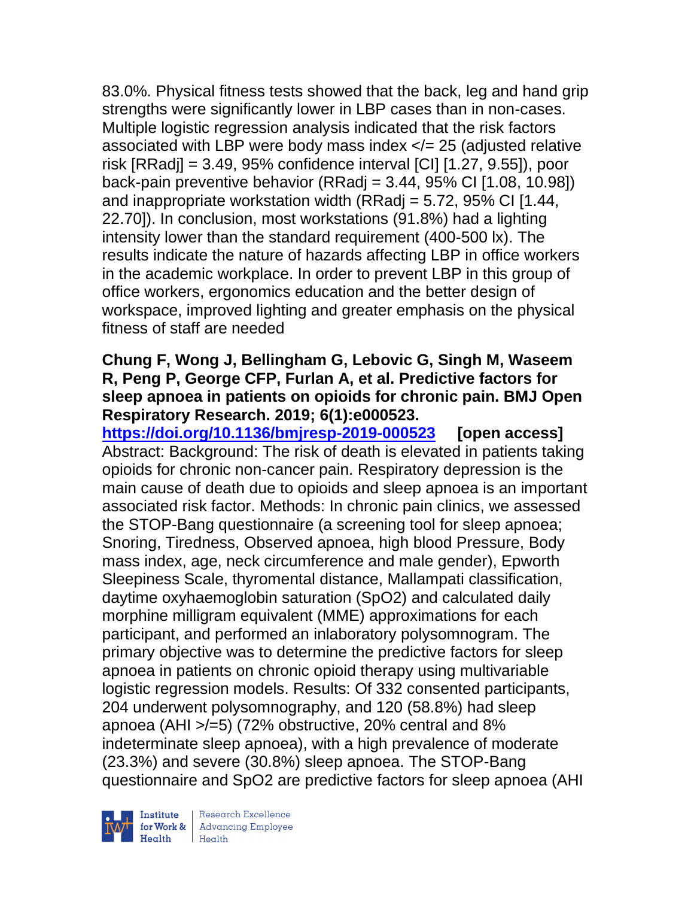83.0%. Physical fitness tests showed that the back, leg and hand grip strengths were significantly lower in LBP cases than in non-cases. Multiple logistic regression analysis indicated that the risk factors associated with LBP were body mass index </= 25 (adjusted relative risk [RRadj] = 3.49, 95% confidence interval [CI] [1.27, 9.55]), poor back-pain preventive behavior (RRadj = 3.44, 95% CI [1.08, 10.98]) and inappropriate workstation width (RRadj = 5.72, 95% CI [1.44, 22.70]). In conclusion, most workstations (91.8%) had a lighting intensity lower than the standard requirement (400-500 lx). The results indicate the nature of hazards affecting LBP in office workers in the academic workplace. In order to prevent LBP in this group of office workers, ergonomics education and the better design of workspace, improved lighting and greater emphasis on the physical fitness of staff are needed

**Chung F, Wong J, Bellingham G, Lebovic G, Singh M, Waseem R, Peng P, George CFP, Furlan A, et al. Predictive factors for sleep apnoea in patients on opioids for chronic pain. BMJ Open Respiratory Research. 2019; 6(1):e000523.**
**https://doi.org/10.1136/bmjresp-2019-000523** **[open access]**
Abstract: Background: The risk of death is elevated in patients taking opioids for chronic non-cancer pain. Respiratory depression is the main cause of death due to opioids and sleep apnoea is an important associated risk factor. Methods: In chronic pain clinics, we assessed the STOP-Bang questionnaire (a screening tool for sleep apnoea; Snoring, Tiredness, Observed apnoea, high blood Pressure, Body mass index, age, neck circumference and male gender), Epworth Sleepiness Scale, thyromental distance, Mallampati classification, daytime oxyhaemoglobin saturation ($SpO_2$) and calculated daily morphine milligram equivalent (MME) approximations for each participant, and performed an inlaboratory polysomnogram. The primary objective was to determine the predictive factors for sleep apnoea in patients on chronic opioid therapy using multivariable logistic regression models. Results: Of 332 consented participants, 204 underwent polysomnography, and 120 (58.8%) had sleep apnoea (AHI >/=5) (72% obstructive, 20% central and 8% indeterminate sleep apnoea), with a high prevalence of moderate (23.3%) and severe (30.8%) sleep apnoea. The STOP-Bang questionnaire and $SpO_2$ are predictive factors for sleep apnoea (AHI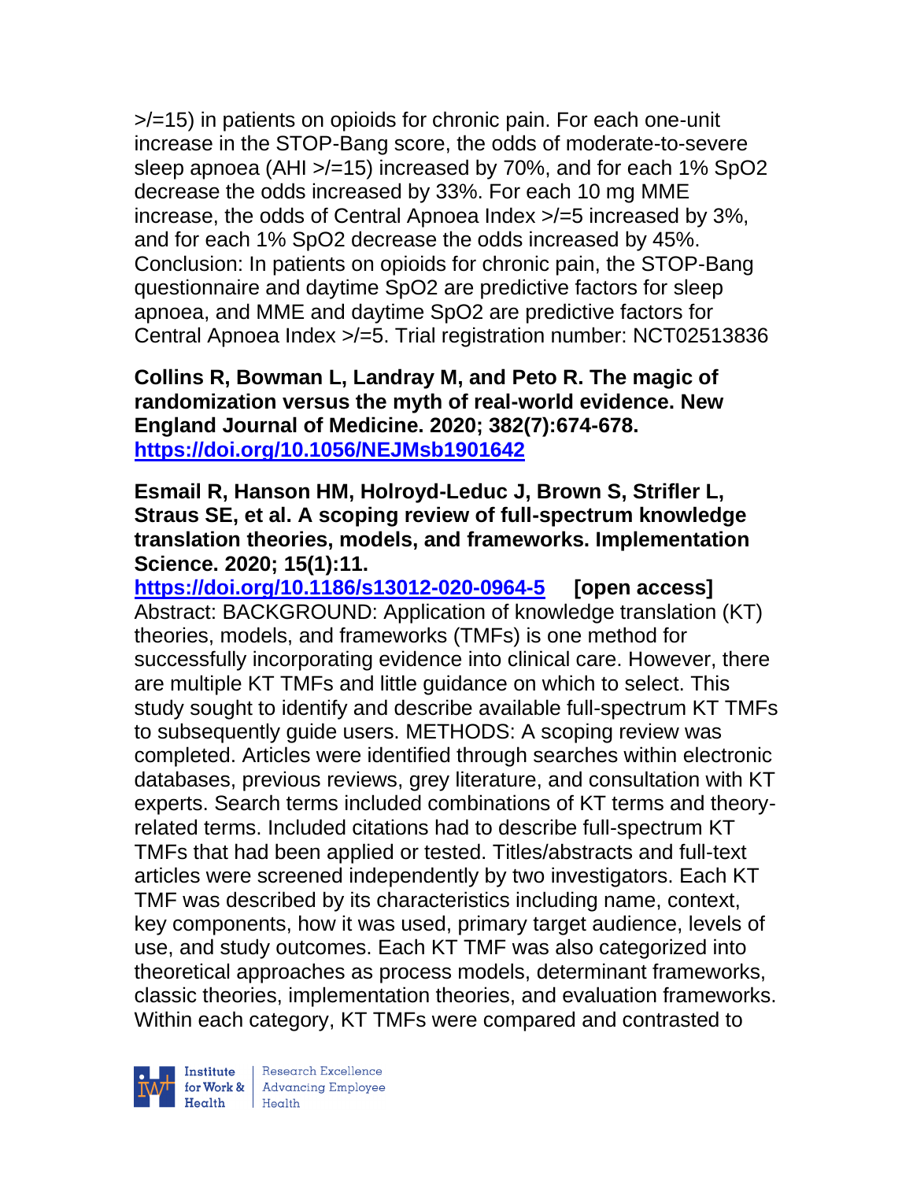>/=15) in patients on opioids for chronic pain. For each one-unit increase in the STOP-Bang score, the odds of moderate-to-severe sleep apnoea (AHI >/=15) increased by 70%, and for each 1% $SpO_2$ decrease the odds increased by 33%. For each 10 mg MME increase, the odds of Central Apnoea Index >/=5 increased by 3%, and for each 1% $SpO_2$ decrease the odds increased by 45%. Conclusion: In patients on opioids for chronic pain, the STOP-Bang questionnaire and daytime $SpO_2$ are predictive factors for sleep apnoea, and MME and daytime $SpO_2$ are predictive factors for Central Apnoea Index >/=5. Trial registration number: NCT02513836

**Collins R, Bowman L, Landray M, and Peto R. The magic of randomization versus the myth of real-world evidence. New England Journal of Medicine. 2020; 382(7):674-678. https://doi.org/10.1056/NEJMsb1901642**

**Esmail R, Hanson HM, Holroyd-Leduc J, Brown S, Strifler L, Straus SE, et al. A scoping review of full-spectrum knowledge translation theories, models, and frameworks. Implementation Science. 2020; 15(1):11.**
**https://doi.org/10.1186/s13012-020-0964-5 [open access]**
Abstract: BACKGROUND: Application of knowledge translation (KT) theories, models, and frameworks (TMFs) is one method for successfully incorporating evidence into clinical care. However, there are multiple KT TMFs and little guidance on which to select. This study sought to identify and describe available full-spectrum KT TMFs to subsequently guide users. METHODS: A scoping review was completed. Articles were identified through searches within electronic databases, previous reviews, grey literature, and consultation with KT experts. Search terms included combinations of KT terms and theory-related terms. Included citations had to describe full-spectrum KT TMFs that had been applied or tested. Titles/abstracts and full-text articles were screened independently by two investigators. Each KT TMF was described by its characteristics including name, context, key components, how it was used, primary target audience, levels of use, and study outcomes. Each KT TMF was also categorized into theoretical approaches as process models, determinant frameworks, classic theories, implementation theories, and evaluation frameworks. Within each category, KT TMFs were compared and contrasted to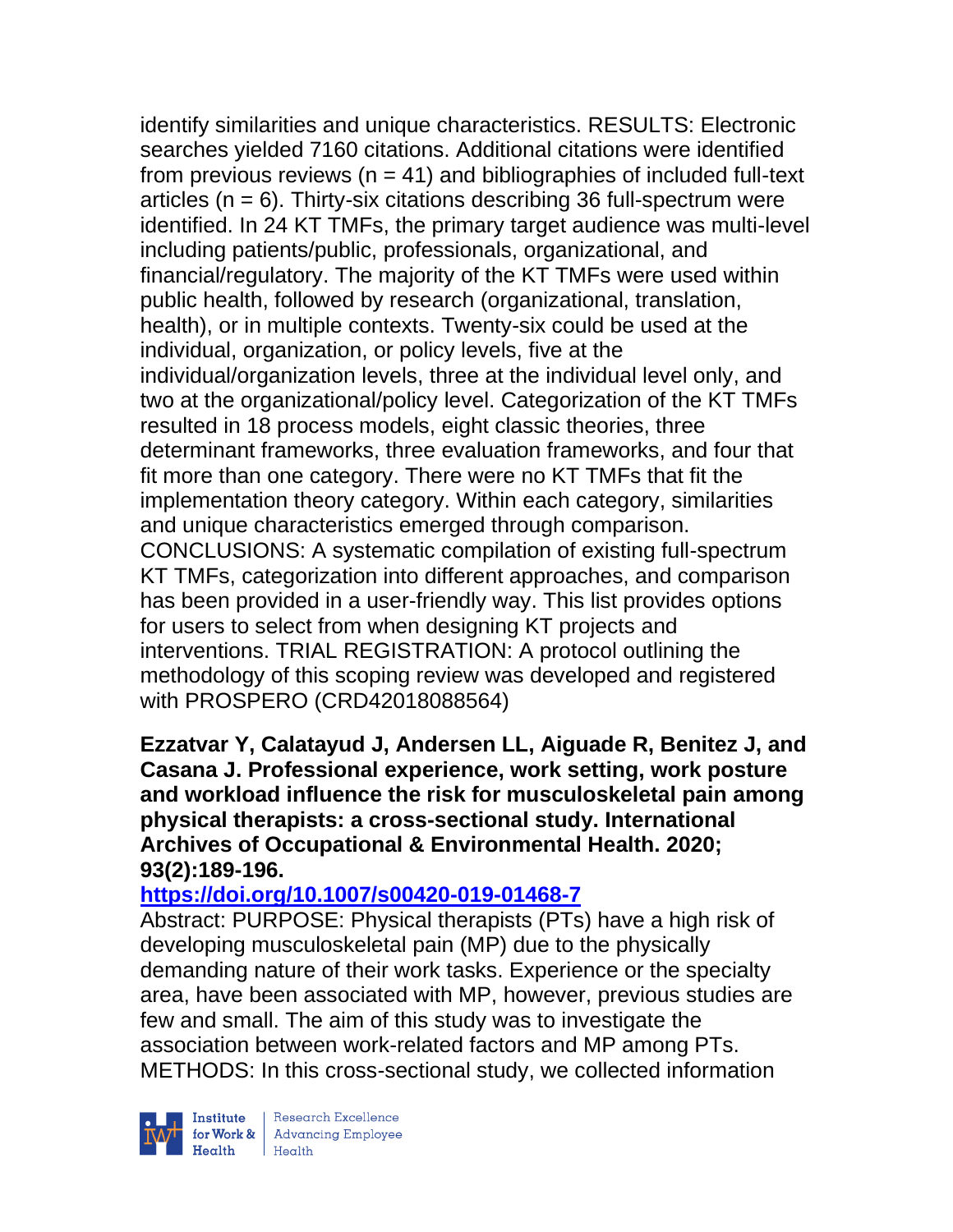identify similarities and unique characteristics. RESULTS: Electronic searches yielded 7160 citations. Additional citations were identified from previous reviews (n = 41) and bibliographies of included full-text articles (n = 6). Thirty-six citations describing 36 full-spectrum were identified. In 24 KT TMFs, the primary target audience was multi-level including patients/public, professionals, organizational, and financial/regulatory. The majority of the KT TMFs were used within public health, followed by research (organizational, translation, health), or in multiple contexts. Twenty-six could be used at the individual, organization, or policy levels, five at the individual/organization levels, three at the individual level only, and two at the organizational/policy level. Categorization of the KT TMFs resulted in 18 process models, eight classic theories, three determinant frameworks, three evaluation frameworks, and four that fit more than one category. There were no KT TMFs that fit the implementation theory category. Within each category, similarities and unique characteristics emerged through comparison. CONCLUSIONS: A systematic compilation of existing full-spectrum KT TMFs, categorization into different approaches, and comparison has been provided in a user-friendly way. This list provides options for users to select from when designing KT projects and interventions. TRIAL REGISTRATION: A protocol outlining the methodology of this scoping review was developed and registered with PROSPERO (CRD42018088564)

**Ezzatvar Y, Calatayud J, Andersen LL, Aiguade R, Benitez J, and Casana J. Professional experience, work setting, work posture and workload influence the risk for musculoskeletal pain among physical therapists: a cross-sectional study. International Archives of Occupational & Environmental Health. 2020; 93(2):189-196.**

**https://doi.org/10.1007/s00420-019-01468-7**

Abstract: PURPOSE: Physical therapists (PTs) have a high risk of developing musculoskeletal pain (MP) due to the physically demanding nature of their work tasks. Experience or the specialty area, have been associated with MP, however, previous studies are few and small. The aim of this study was to investigate the association between work-related factors and MP among PTs. METHODS: In this cross-sectional study, we collected information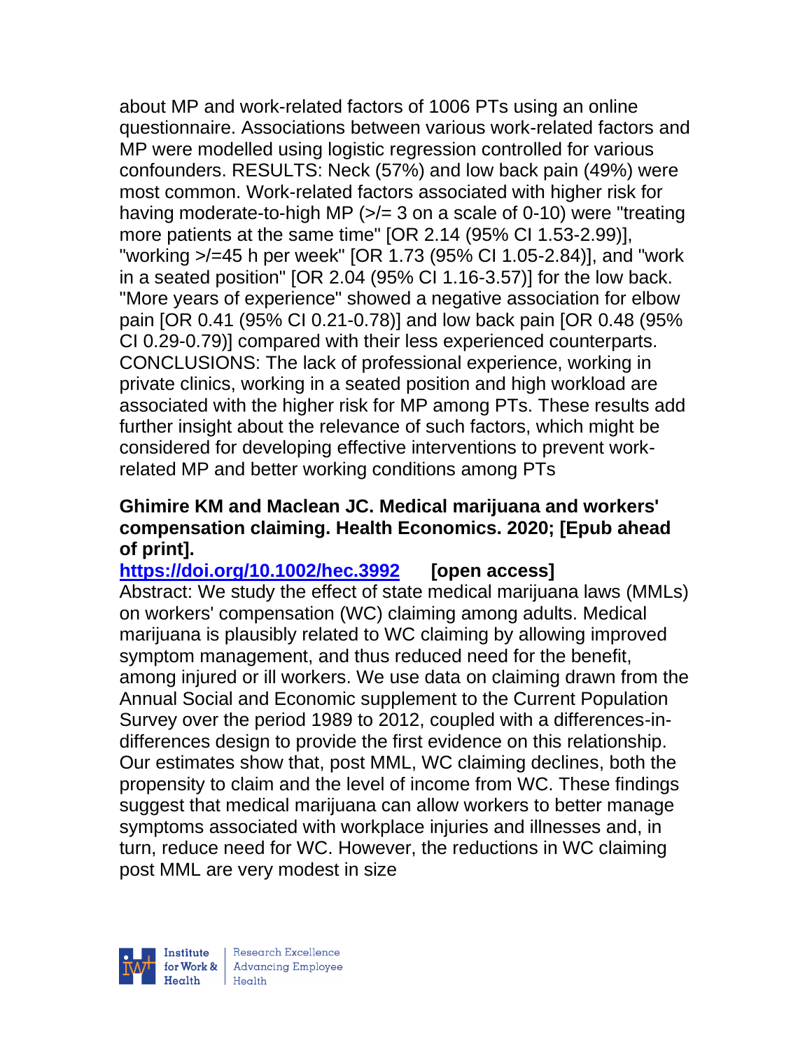about MP and work-related factors of 1006 PTs using an online questionnaire. Associations between various work-related factors and MP were modelled using logistic regression controlled for various confounders. RESULTS: Neck (57%) and low back pain (49%) were most common. Work-related factors associated with higher risk for having moderate-to-high MP (>/= 3 on a scale of 0-10) were "treating more patients at the same time" [OR 2.14 (95% CI 1.53-2.99)], "working >/=45 h per week" [OR 1.73 (95% CI 1.05-2.84)], and "work in a seated position" [OR 2.04 (95% CI 1.16-3.57)] for the low back. "More years of experience" showed a negative association for elbow pain [OR 0.41 (95% CI 0.21-0.78)] and low back pain [OR 0.48 (95% CI 0.29-0.79)] compared with their less experienced counterparts. CONCLUSIONS: The lack of professional experience, working in private clinics, working in a seated position and high workload are associated with the higher risk for MP among PTs. These results add further insight about the relevance of such factors, which might be considered for developing effective interventions to prevent work-related MP and better working conditions among PTs

**Ghimire KM and Maclean JC. Medical marijuana and workers' compensation claiming. Health Economics. 2020; [Epub ahead of print].**

**https://doi.org/10.1002/hec.3992 [open access]**

Abstract: We study the effect of state medical marijuana laws (MMLs) on workers' compensation (WC) claiming among adults. Medical marijuana is plausibly related to WC claiming by allowing improved symptom management, and thus reduced need for the benefit, among injured or ill workers. We use data on claiming drawn from the Annual Social and Economic supplement to the Current Population Survey over the period 1989 to 2012, coupled with a differences-in-differences design to provide the first evidence on this relationship. Our estimates show that, post MML, WC claiming declines, both the propensity to claim and the level of income from WC. These findings suggest that medical marijuana can allow workers to better manage symptoms associated with workplace injuries and illnesses and, in turn, reduce need for WC. However, the reductions in WC claiming post MML are very modest in size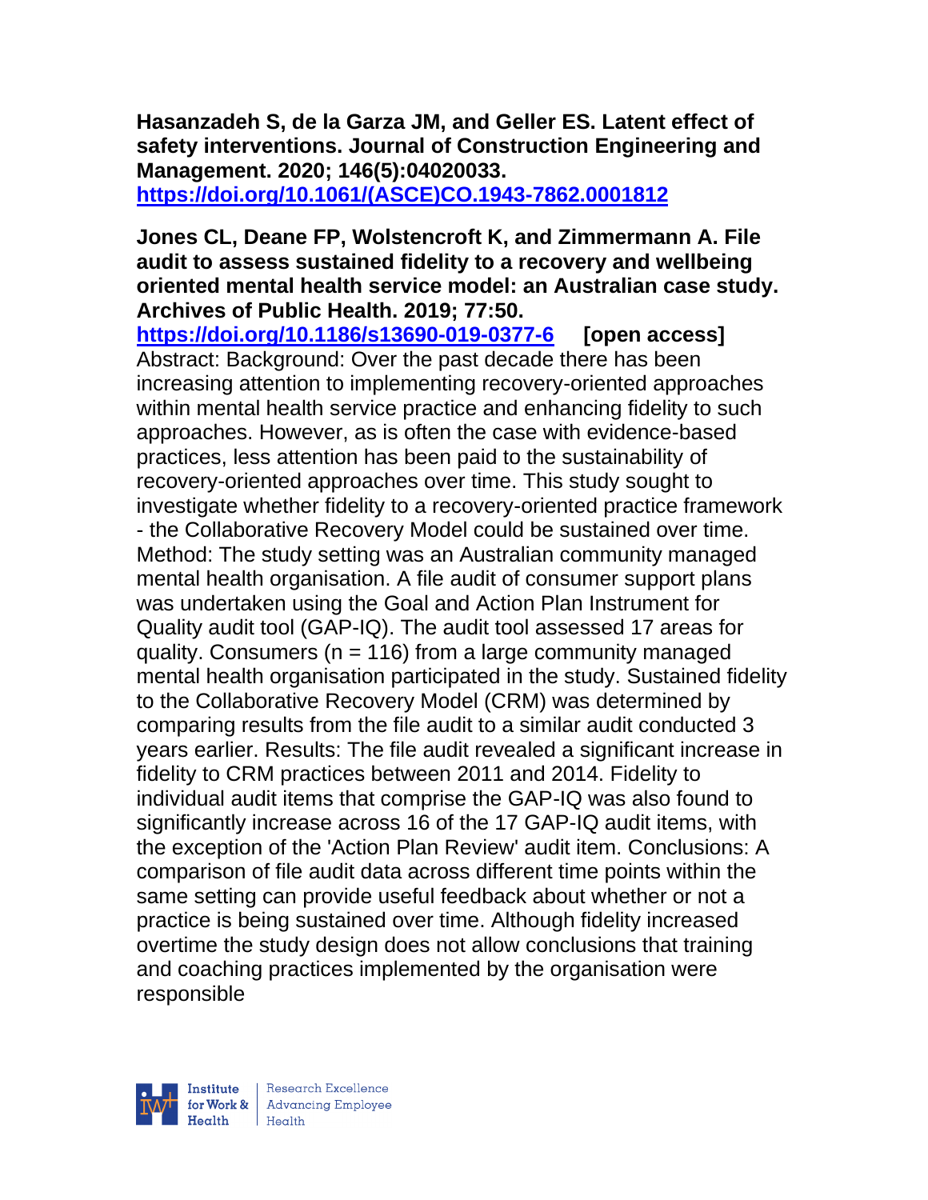**Hasanzadeh S, de la Garza JM, and Geller ES. Latent effect of safety interventions. Journal of Construction Engineering and Management. 2020; 146(5):04020033.**
**https://doi.org/10.1061/(ASCE)CO.1943-7862.0001812**

**Jones CL, Deane FP, Wolstencroft K, and Zimmermann A. File audit to assess sustained fidelity to a recovery and wellbeing oriented mental health service model: an Australian case study. Archives of Public Health. 2019; 77:50.**
**https://doi.org/10.1186/s13690-019-0377-6 [open access]**
Abstract: Background: Over the past decade there has been increasing attention to implementing recovery-oriented approaches within mental health service practice and enhancing fidelity to such approaches. However, as is often the case with evidence-based practices, less attention has been paid to the sustainability of recovery-oriented approaches over time. This study sought to investigate whether fidelity to a recovery-oriented practice framework - the Collaborative Recovery Model could be sustained over time. Method: The study setting was an Australian community managed mental health organisation. A file audit of consumer support plans was undertaken using the Goal and Action Plan Instrument for Quality audit tool (GAP-IQ). The audit tool assessed 17 areas for quality. Consumers (n = 116) from a large community managed mental health organisation participated in the study. Sustained fidelity to the Collaborative Recovery Model (CRM) was determined by comparing results from the file audit to a similar audit conducted 3 years earlier. Results: The file audit revealed a significant increase in fidelity to CRM practices between 2011 and 2014. Fidelity to individual audit items that comprise the GAP-IQ was also found to significantly increase across 16 of the 17 GAP-IQ audit items, with the exception of the 'Action Plan Review' audit item. Conclusions: A comparison of file audit data across different time points within the same setting can provide useful feedback about whether or not a practice is being sustained over time. Although fidelity increased overtime the study design does not allow conclusions that training and coaching practices implemented by the organisation were responsible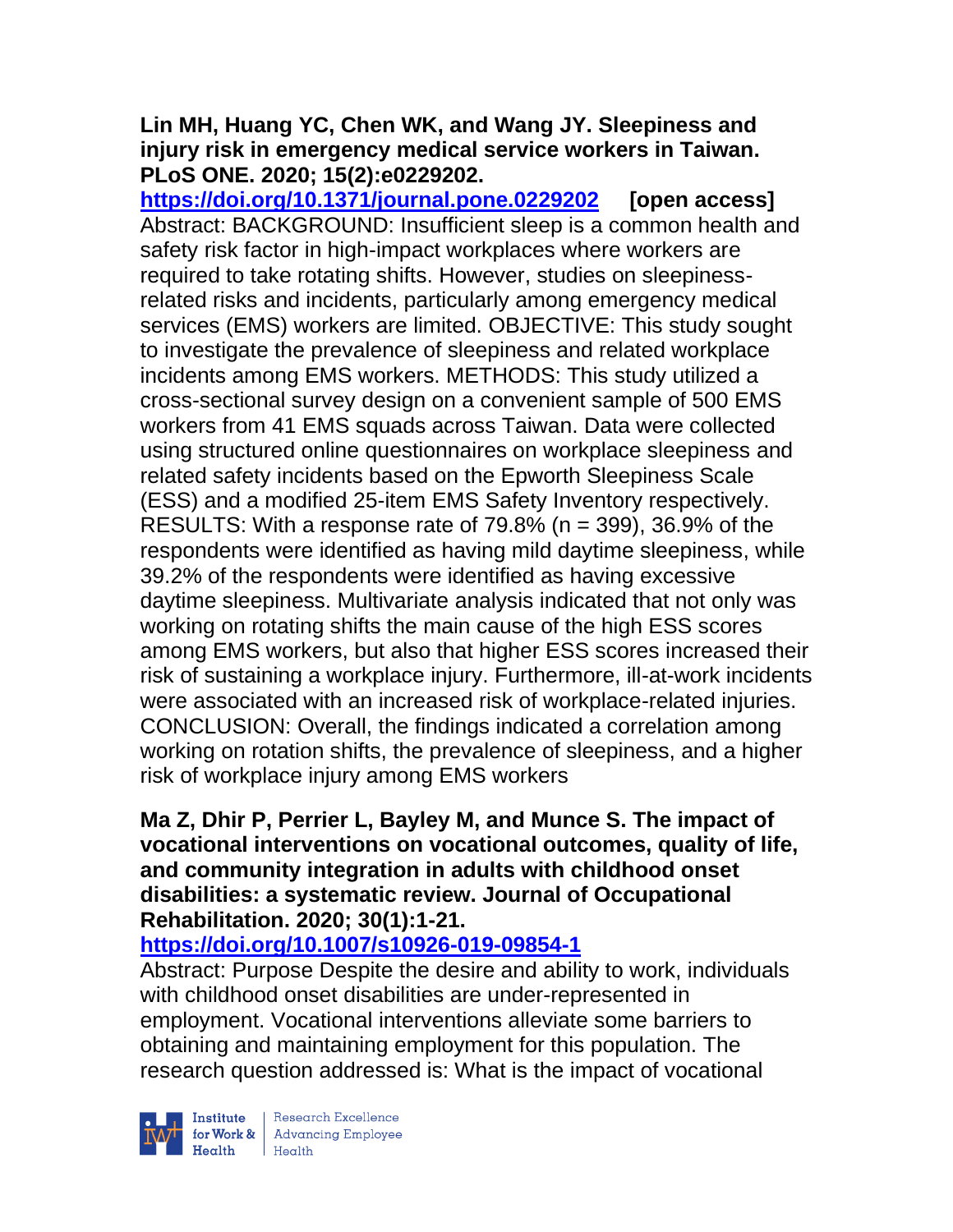**Lin MH, Huang YC, Chen WK, and Wang JY. Sleepiness and injury risk in emergency medical service workers in Taiwan. PLoS ONE. 2020; 15(2):e0229202.**
**https://doi.org/10.1371/journal.pone.0229202** **[open access]**
Abstract: BACKGROUND: Insufficient sleep is a common health and safety risk factor in high-impact workplaces where workers are required to take rotating shifts. However, studies on sleepiness-related risks and incidents, particularly among emergency medical services (EMS) workers are limited. OBJECTIVE: This study sought to investigate the prevalence of sleepiness and related workplace incidents among EMS workers. METHODS: This study utilized a cross-sectional survey design on a convenient sample of 500 EMS workers from 41 EMS squads across Taiwan. Data were collected using structured online questionnaires on workplace sleepiness and related safety incidents based on the Epworth Sleepiness Scale (ESS) and a modified 25-item EMS Safety Inventory respectively. RESULTS: With a response rate of 79.8% (n = 399), 36.9% of the respondents were identified as having mild daytime sleepiness, while 39.2% of the respondents were identified as having excessive daytime sleepiness. Multivariate analysis indicated that not only was working on rotating shifts the main cause of the high ESS scores among EMS workers, but also that higher ESS scores increased their risk of sustaining a workplace injury. Furthermore, ill-at-work incidents were associated with an increased risk of workplace-related injuries. CONCLUSION: Overall, the findings indicated a correlation among working on rotation shifts, the prevalence of sleepiness, and a higher risk of workplace injury among EMS workers

**Ma Z, Dhir P, Perrier L, Bayley M, and Munce S. The impact of vocational interventions on vocational outcomes, quality of life, and community integration in adults with childhood onset disabilities: a systematic review. Journal of Occupational Rehabilitation. 2020; 30(1):1-21.**
**https://doi.org/10.1007/s10926-019-09854-1**
Abstract: Purpose Despite the desire and ability to work, individuals with childhood onset disabilities are under-represented in employment. Vocational interventions alleviate some barriers to obtaining and maintaining employment for this population. The research question addressed is: What is the impact of vocational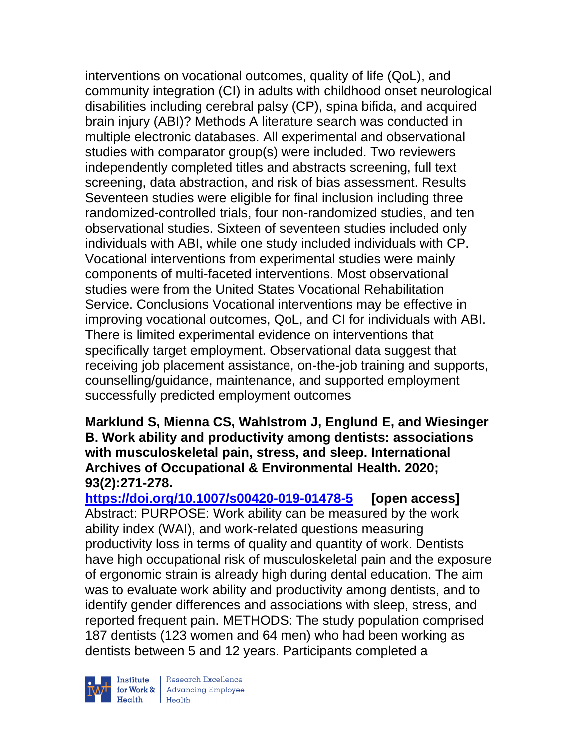interventions on vocational outcomes, quality of life (QoL), and community integration (CI) in adults with childhood onset neurological disabilities including cerebral palsy (CP), spina bifida, and acquired brain injury (ABI)? Methods A literature search was conducted in multiple electronic databases. All experimental and observational studies with comparator group(s) were included. Two reviewers independently completed titles and abstracts screening, full text screening, data abstraction, and risk of bias assessment. Results Seventeen studies were eligible for final inclusion including three randomized-controlled trials, four non-randomized studies, and ten observational studies. Sixteen of seventeen studies included only individuals with ABI, while one study included individuals with CP. Vocational interventions from experimental studies were mainly components of multi-faceted interventions. Most observational studies were from the United States Vocational Rehabilitation Service. Conclusions Vocational interventions may be effective in improving vocational outcomes, QoL, and CI for individuals with ABI. There is limited experimental evidence on interventions that specifically target employment. Observational data suggest that receiving job placement assistance, on-the-job training and supports, counselling/guidance, maintenance, and supported employment successfully predicted employment outcomes

**Marklund S, Mienna CS, Wahlstrom J, Englund E, and Wiesinger B. Work ability and productivity among dentists: associations with musculoskeletal pain, stress, and sleep. International Archives of Occupational & Environmental Health. 2020; 93(2):271-278.**

**https://doi.org/10.1007/s00420-019-01478-5 [open access]**

Abstract: PURPOSE: Work ability can be measured by the work ability index (WAI), and work-related questions measuring productivity loss in terms of quality and quantity of work. Dentists have high occupational risk of musculoskeletal pain and the exposure of ergonomic strain is already high during dental education. The aim was to evaluate work ability and productivity among dentists, and to identify gender differences and associations with sleep, stress, and reported frequent pain. METHODS: The study population comprised 187 dentists (123 women and 64 men) who had been working as dentists between 5 and 12 years. Participants completed a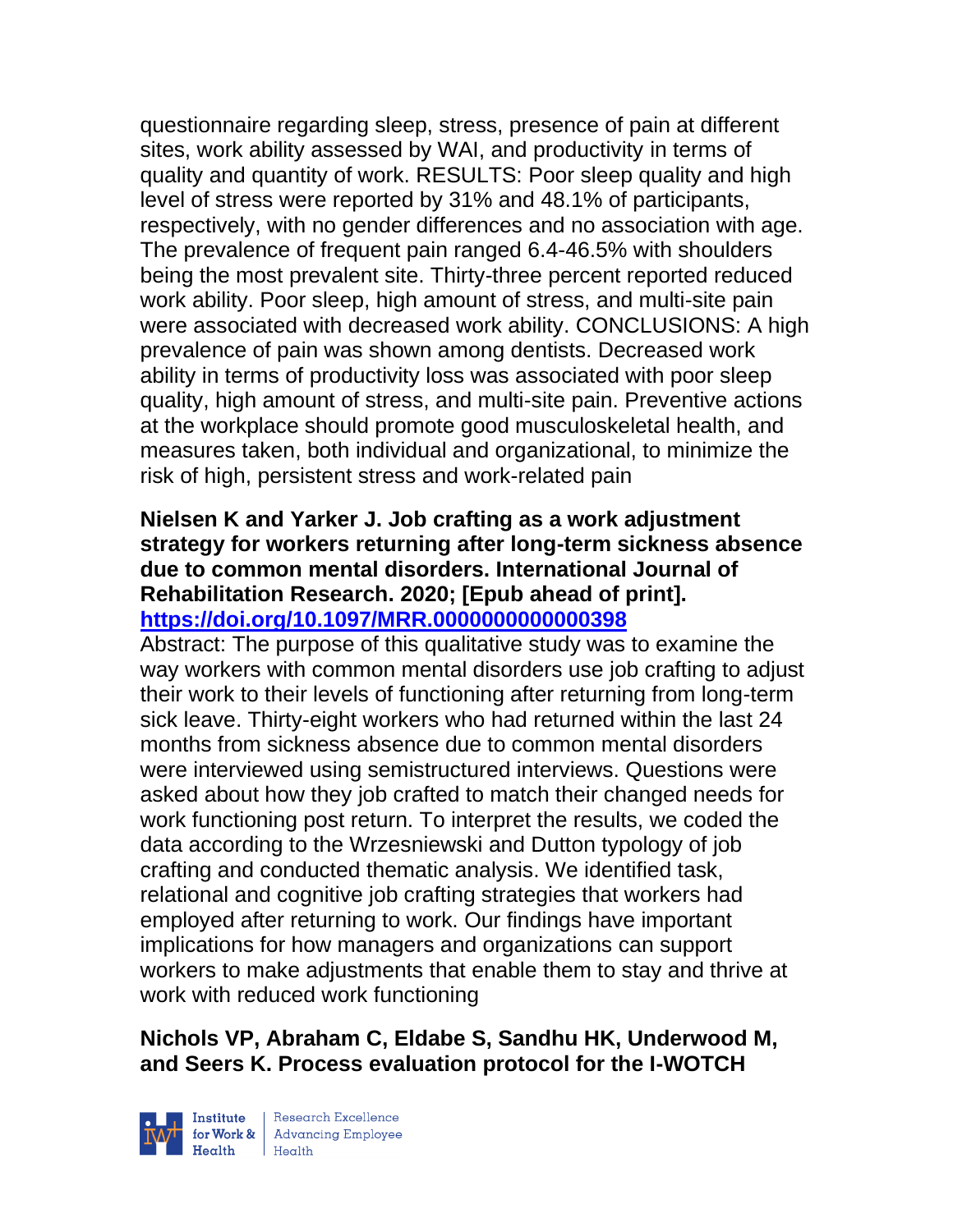questionnaire regarding sleep, stress, presence of pain at different sites, work ability assessed by WAI, and productivity in terms of quality and quantity of work. RESULTS: Poor sleep quality and high level of stress were reported by 31% and 48.1% of participants, respectively, with no gender differences and no association with age. The prevalence of frequent pain ranged 6.4-46.5% with shoulders being the most prevalent site. Thirty-three percent reported reduced work ability. Poor sleep, high amount of stress, and multi-site pain were associated with decreased work ability. CONCLUSIONS: A high prevalence of pain was shown among dentists. Decreased work ability in terms of productivity loss was associated with poor sleep quality, high amount of stress, and multi-site pain. Preventive actions at the workplace should promote good musculoskeletal health, and measures taken, both individual and organizational, to minimize the risk of high, persistent stress and work-related pain

**Nielsen K and Yarker J. Job crafting as a work adjustment strategy for workers returning after long-term sickness absence due to common mental disorders. International Journal of Rehabilitation Research. 2020; [Epub ahead of print]. https://doi.org/10.1097/MRR.0000000000000398**

Abstract: The purpose of this qualitative study was to examine the way workers with common mental disorders use job crafting to adjust their work to their levels of functioning after returning from long-term sick leave. Thirty-eight workers who had returned within the last 24 months from sickness absence due to common mental disorders were interviewed using semistructured interviews. Questions were asked about how they job crafted to match their changed needs for work functioning post return. To interpret the results, we coded the data according to the Wrzesniewski and Dutton typology of job crafting and conducted thematic analysis. We identified task, relational and cognitive job crafting strategies that workers had employed after returning to work. Our findings have important implications for how managers and organizations can support workers to make adjustments that enable them to stay and thrive at work with reduced work functioning

**Nichols VP, Abraham C, Eldabe S, Sandhu HK, Underwood M, and Seers K. Process evaluation protocol for the I-WOTCH**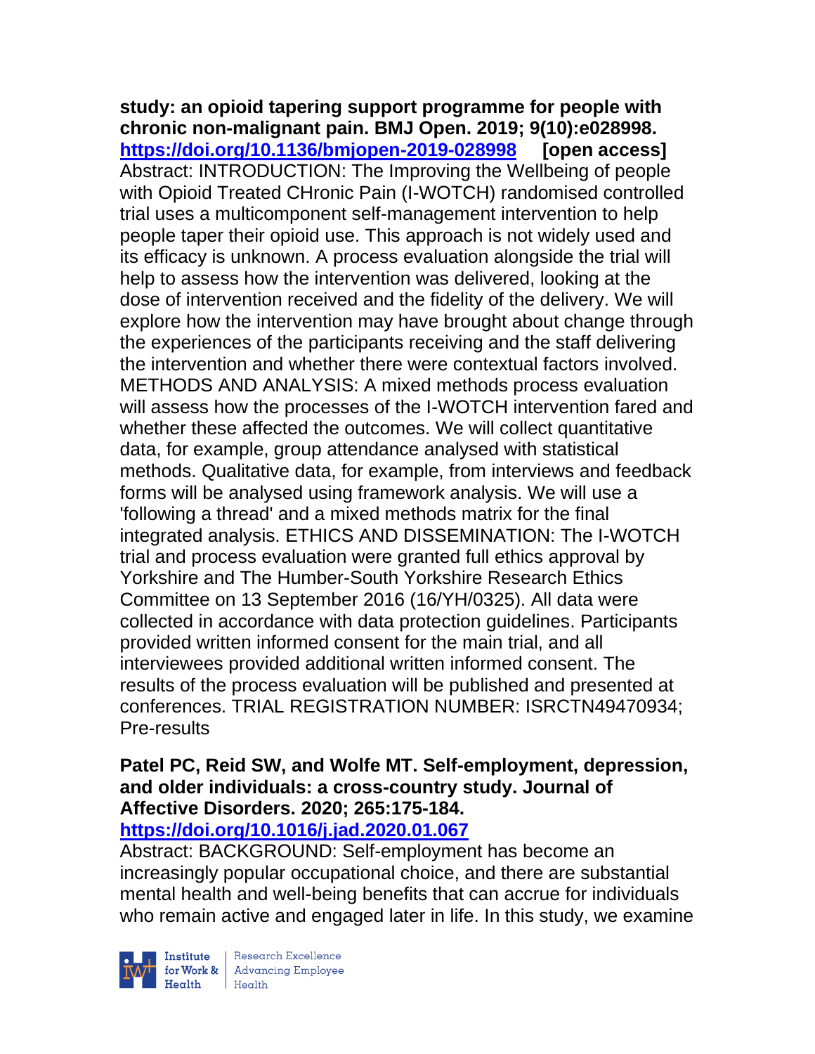**study: an opioid tapering support programme for people with chronic non-malignant pain. BMJ Open. 2019; 9(10):e028998. https://doi.org/10.1136/bmjopen-2019-028998 [open access]**

Abstract: INTRODUCTION: The Improving the Wellbeing of people with Opioid Treated CHronic Pain (I-WOTCH) randomised controlled trial uses a multicomponent self-management intervention to help people taper their opioid use. This approach is not widely used and its efficacy is unknown. A process evaluation alongside the trial will help to assess how the intervention was delivered, looking at the dose of intervention received and the fidelity of the delivery. We will explore how the intervention may have brought about change through the experiences of the participants receiving and the staff delivering the intervention and whether there were contextual factors involved. METHODS AND ANALYSIS: A mixed methods process evaluation will assess how the processes of the I-WOTCH intervention fared and whether these affected the outcomes. We will collect quantitative data, for example, group attendance analysed with statistical methods. Qualitative data, for example, from interviews and feedback forms will be analysed using framework analysis. We will use a 'following a thread' and a mixed methods matrix for the final integrated analysis. ETHICS AND DISSEMINATION: The I-WOTCH trial and process evaluation were granted full ethics approval by Yorkshire and The Humber-South Yorkshire Research Ethics Committee on 13 September 2016 (16/YH/0325). All data were collected in accordance with data protection guidelines. Participants provided written informed consent for the main trial, and all interviewees provided additional written informed consent. The results of the process evaluation will be published and presented at conferences. TRIAL REGISTRATION NUMBER: ISRCTN49470934; Pre-results

**Patel PC, Reid SW, and Wolfe MT. Self-employment, depression, and older individuals: a cross-country study. Journal of Affective Disorders. 2020; 265:175-184. https://doi.org/10.1016/j.jad.2020.01.067**

Abstract: BACKGROUND: Self-employment has become an increasingly popular occupational choice, and there are substantial mental health and well-being benefits that can accrue for individuals who remain active and engaged later in life. In this study, we examine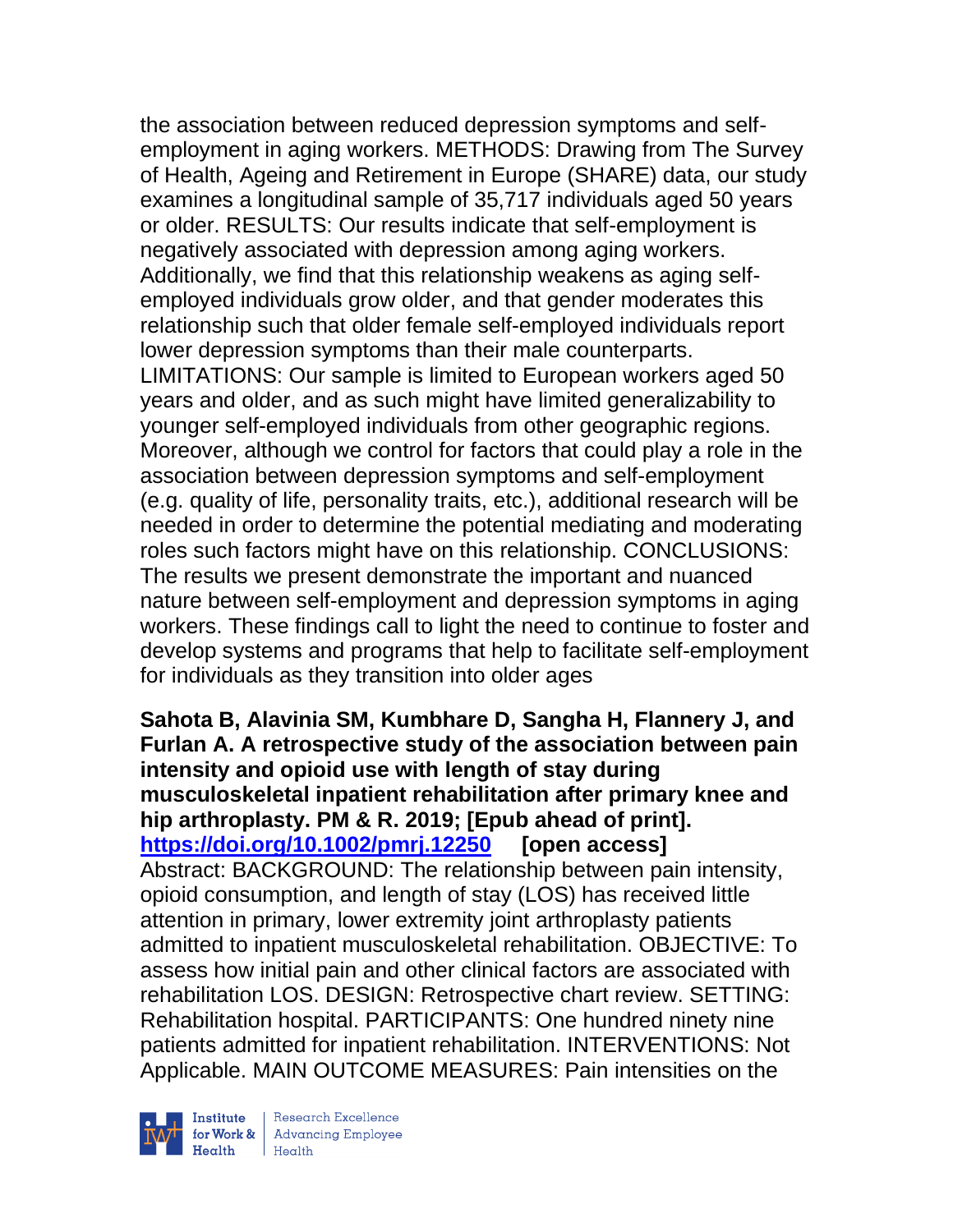the association between reduced depression symptoms and self-employment in aging workers. METHODS: Drawing from The Survey of Health, Ageing and Retirement in Europe (SHARE) data, our study examines a longitudinal sample of 35,717 individuals aged 50 years or older. RESULTS: Our results indicate that self-employment is negatively associated with depression among aging workers. Additionally, we find that this relationship weakens as aging self-employed individuals grow older, and that gender moderates this relationship such that older female self-employed individuals report lower depression symptoms than their male counterparts. LIMITATIONS: Our sample is limited to European workers aged 50 years and older, and as such might have limited generalizability to younger self-employed individuals from other geographic regions. Moreover, although we control for factors that could play a role in the association between depression symptoms and self-employment (e.g. quality of life, personality traits, etc.), additional research will be needed in order to determine the potential mediating and moderating roles such factors might have on this relationship. CONCLUSIONS: The results we present demonstrate the important and nuanced nature between self-employment and depression symptoms in aging workers. These findings call to light the need to continue to foster and develop systems and programs that help to facilitate self-employment for individuals as they transition into older ages

**Sahota B, Alavinia SM, Kumbhare D, Sangha H, Flannery J, and Furlan A. A retrospective study of the association between pain intensity and opioid use with length of stay during musculoskeletal inpatient rehabilitation after primary knee and hip arthroplasty. PM & R. 2019; [Epub ahead of print]. https://doi.org/10.1002/pmrj.12250 [open access]**
Abstract: BACKGROUND: The relationship between pain intensity, opioid consumption, and length of stay (LOS) has received little attention in primary, lower extremity joint arthroplasty patients admitted to inpatient musculoskeletal rehabilitation. OBJECTIVE: To assess how initial pain and other clinical factors are associated with rehabilitation LOS. DESIGN: Retrospective chart review. SETTING: Rehabilitation hospital. PARTICIPANTS: One hundred ninety nine patients admitted for inpatient rehabilitation. INTERVENTIONS: Not Applicable. MAIN OUTCOME MEASURES: Pain intensities on the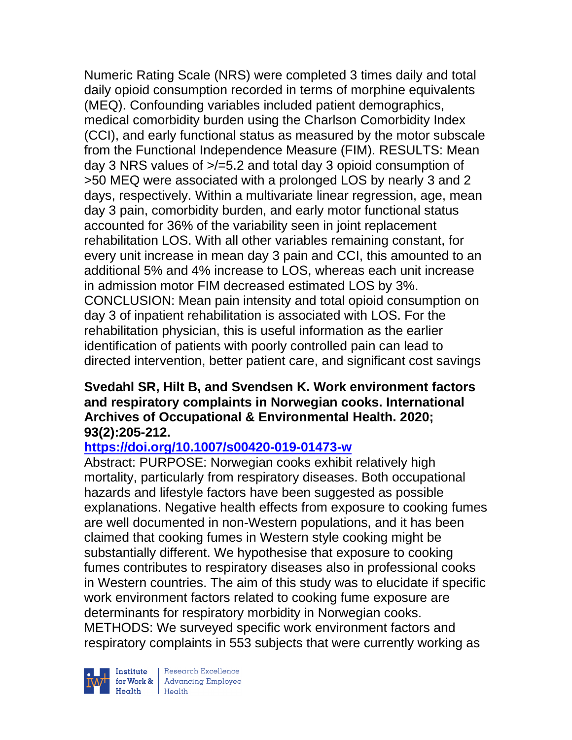Numeric Rating Scale (NRS) were completed 3 times daily and total daily opioid consumption recorded in terms of morphine equivalents (MEQ). Confounding variables included patient demographics, medical comorbidity burden using the Charlson Comorbidity Index (CCI), and early functional status as measured by the motor subscale from the Functional Independence Measure (FIM). RESULTS: Mean day 3 NRS values of >/=5.2 and total day 3 opioid consumption of >50 MEQ were associated with a prolonged LOS by nearly 3 and 2 days, respectively. Within a multivariate linear regression, age, mean day 3 pain, comorbidity burden, and early motor functional status accounted for 36% of the variability seen in joint replacement rehabilitation LOS. With all other variables remaining constant, for every unit increase in mean day 3 pain and CCI, this amounted to an additional 5% and 4% increase to LOS, whereas each unit increase in admission motor FIM decreased estimated LOS by 3%. CONCLUSION: Mean pain intensity and total opioid consumption on day 3 of inpatient rehabilitation is associated with LOS. For the rehabilitation physician, this is useful information as the earlier identification of patients with poorly controlled pain can lead to directed intervention, better patient care, and significant cost savings

**Svedahl SR, Hilt B, and Svendsen K. Work environment factors and respiratory complaints in Norwegian cooks. International Archives of Occupational & Environmental Health. 2020; 93(2):205-212.**

**https://doi.org/10.1007/s00420-019-01473-w**

Abstract: PURPOSE: Norwegian cooks exhibit relatively high mortality, particularly from respiratory diseases. Both occupational hazards and lifestyle factors have been suggested as possible explanations. Negative health effects from exposure to cooking fumes are well documented in non-Western populations, and it has been claimed that cooking fumes in Western style cooking might be substantially different. We hypothesise that exposure to cooking fumes contributes to respiratory diseases also in professional cooks in Western countries. The aim of this study was to elucidate if specific work environment factors related to cooking fume exposure are determinants for respiratory morbidity in Norwegian cooks. METHODS: We surveyed specific work environment factors and respiratory complaints in 553 subjects that were currently working as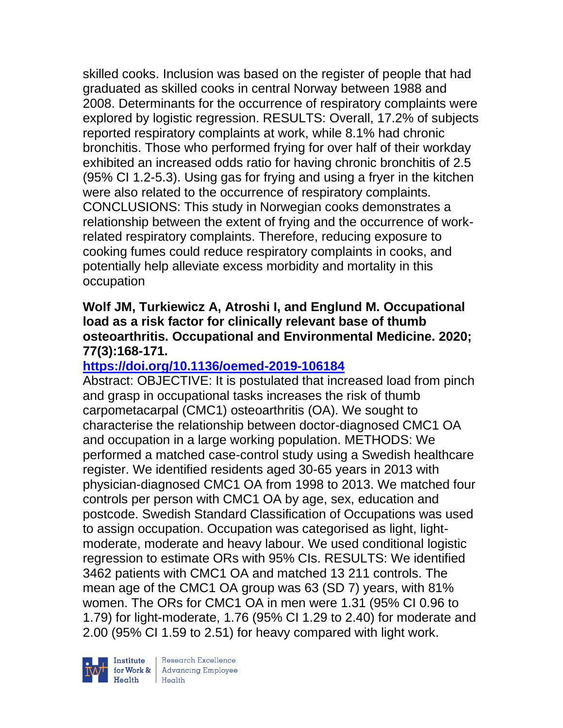skilled cooks. Inclusion was based on the register of people that had graduated as skilled cooks in central Norway between 1988 and 2008. Determinants for the occurrence of respiratory complaints were explored by logistic regression. RESULTS: Overall, 17.2% of subjects reported respiratory complaints at work, while 8.1% had chronic bronchitis. Those who performed frying for over half of their workday exhibited an increased odds ratio for having chronic bronchitis of 2.5 (95% CI 1.2-5.3). Using gas for frying and using a fryer in the kitchen were also related to the occurrence of respiratory complaints. CONCLUSIONS: This study in Norwegian cooks demonstrates a relationship between the extent of frying and the occurrence of work-related respiratory complaints. Therefore, reducing exposure to cooking fumes could reduce respiratory complaints in cooks, and potentially help alleviate excess morbidity and mortality in this occupation

**Wolf JM, Turkiewicz A, Atroshi I, and Englund M. Occupational load as a risk factor for clinically relevant base of thumb osteoarthritis. Occupational and Environmental Medicine. 2020; 77(3):168-171.**

**https://doi.org/10.1136/oemed-2019-106184**

Abstract: OBJECTIVE: It is postulated that increased load from pinch and grasp in occupational tasks increases the risk of thumb carpometacarpal (CMC1) osteoarthritis (OA). We sought to characterise the relationship between doctor-diagnosed CMC1 OA and occupation in a large working population. METHODS: We performed a matched case-control study using a Swedish healthcare register. We identified residents aged 30-65 years in 2013 with physician-diagnosed CMC1 OA from 1998 to 2013. We matched four controls per person with CMC1 OA by age, sex, education and postcode. Swedish Standard Classification of Occupations was used to assign occupation. Occupation was categorised as light, light-moderate, moderate and heavy labour. We used conditional logistic regression to estimate ORs with 95% CIs. RESULTS: We identified 3462 patients with CMC1 OA and matched 13 211 controls. The mean age of the CMC1 OA group was 63 (SD 7) years, with 81% women. The ORs for CMC1 OA in men were 1.31 (95% CI 0.96 to 1.79) for light-moderate, 1.76 (95% CI 1.29 to 2.40) for moderate and 2.00 (95% CI 1.59 to 2.51) for heavy compared with light work.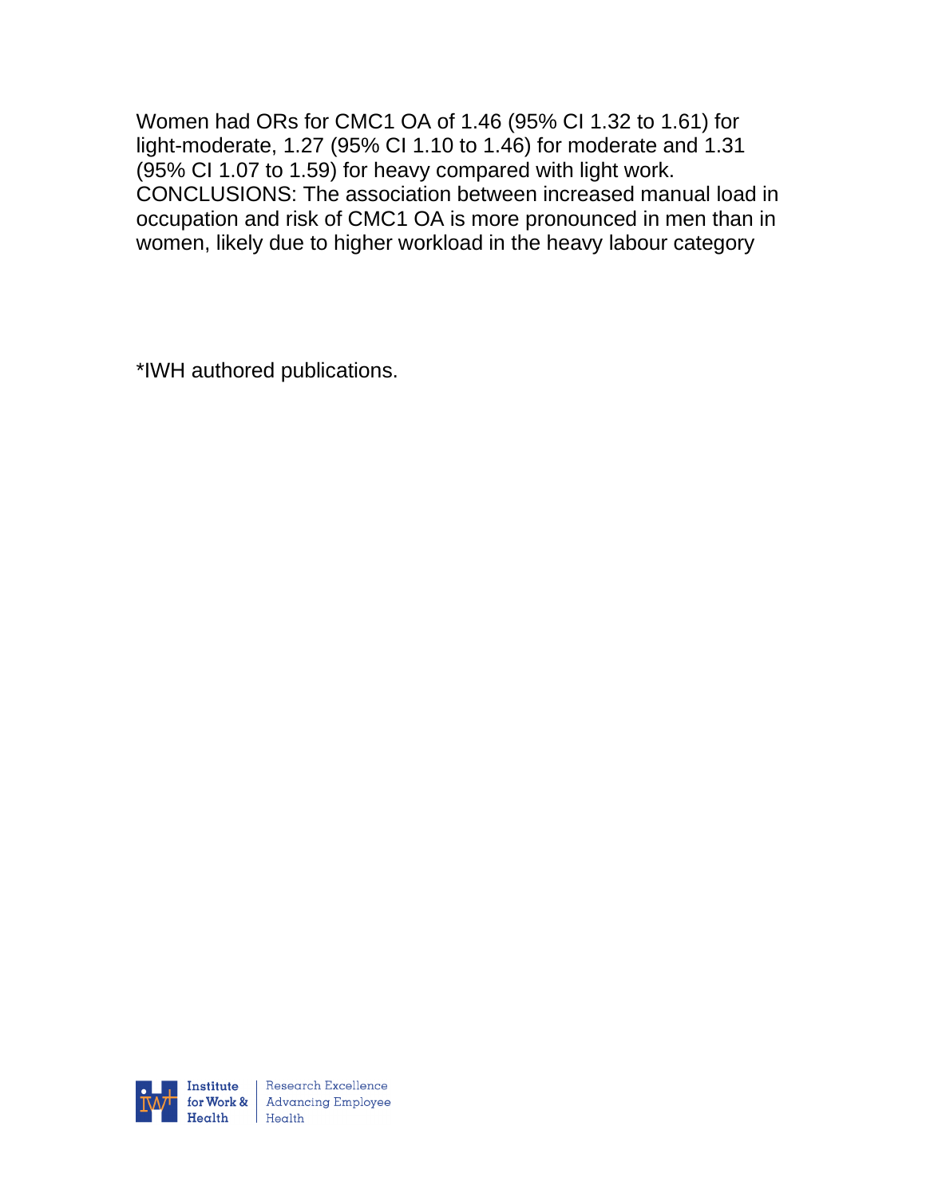Women had ORs for CMC1 OA of 1.46 (95% CI 1.32 to 1.61) for light-moderate, 1.27 (95% CI 1.10 to 1.46) for moderate and 1.31 (95% CI 1.07 to 1.59) for heavy compared with light work. CONCLUSIONS: The association between increased manual load in occupation and risk of CMC1 OA is more pronounced in men than in women, likely due to higher workload in the heavy labour category

*IWH authored publications.